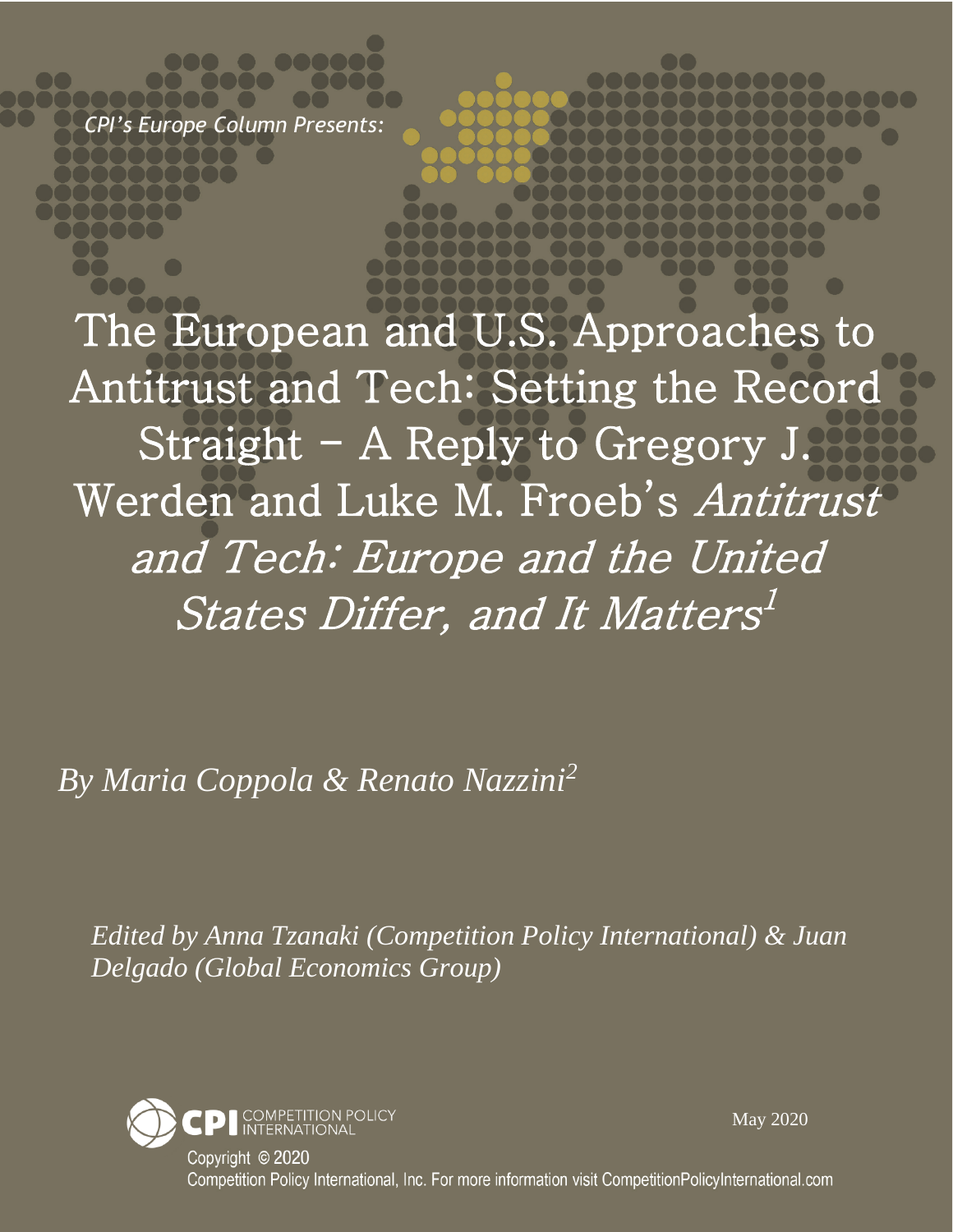*CPI's Europe Column Presents:*

# The European and U.S. Approaches to Antitrust and Tech: Setting the Record Straight – A Reply to Gregory J. Werden and Luke M. Froeb's *Antitrust and Tech: Europe and the United States Differ, and It Matters*[1]

*By Maria Coppola & Renato Nazzini*[2]

*Edited by Anna Tzanaki (Competition Policy International) & Juan Delgado (Global Economics Group)*

CPI COMPETITION POLICY INTERNATIONAL

May 2020

Copyright © 2020
Competition Policy International, Inc. For more information visit CompetitionPolicyInternational.com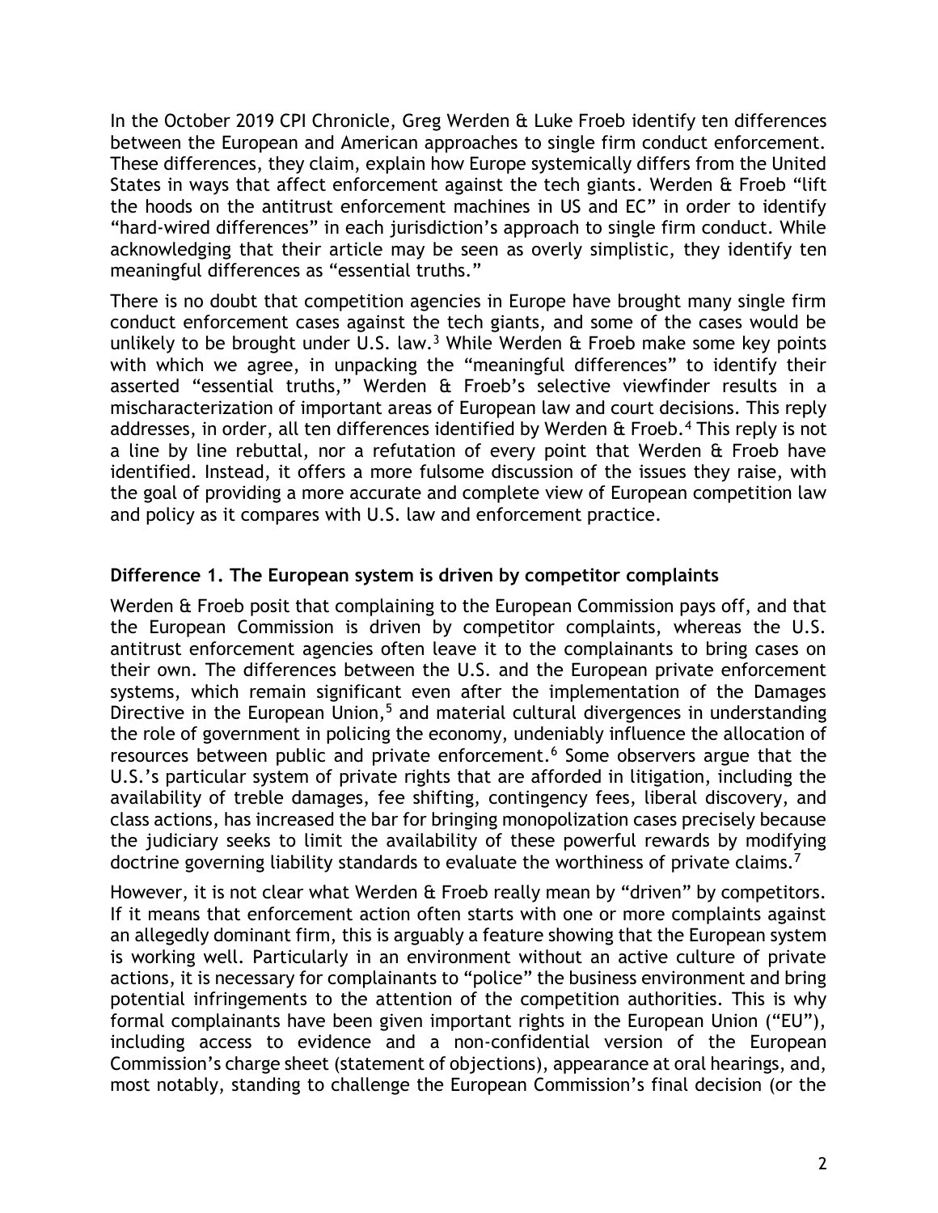In the October 2019 CPI Chronicle, Greg Werden & Luke Froeb identify ten differences between the European and American approaches to single firm conduct enforcement. These differences, they claim, explain how Europe systemically differs from the United States in ways that affect enforcement against the tech giants. Werden & Froeb "lift the hoods on the antitrust enforcement machines in US and EC" in order to identify "hard-wired differences" in each jurisdiction's approach to single firm conduct. While acknowledging that their article may be seen as overly simplistic, they identify ten meaningful differences as "essential truths."

There is no doubt that competition agencies in Europe have brought many single firm conduct enforcement cases against the tech giants, and some of the cases would be unlikely to be brought under U.S. law.[3] While Werden & Froeb make some key points with which we agree, in unpacking the "meaningful differences" to identify their asserted "essential truths," Werden & Froeb's selective viewfinder results in a mischaracterization of important areas of European law and court decisions. This reply addresses, in order, all ten differences identified by Werden & Froeb.[4] This reply is not a line by line rebuttal, nor a refutation of every point that Werden & Froeb have identified. Instead, it offers a more fulsome discussion of the issues they raise, with the goal of providing a more accurate and complete view of European competition law and policy as it compares with U.S. law and enforcement practice.

## Difference 1. The European system is driven by competitor complaints

Werden & Froeb posit that complaining to the European Commission pays off, and that the European Commission is driven by competitor complaints, whereas the U.S. antitrust enforcement agencies often leave it to the complainants to bring cases on their own. The differences between the U.S. and the European private enforcement systems, which remain significant even after the implementation of the Damages Directive in the European Union,[5] and material cultural divergences in understanding the role of government in policing the economy, undeniably influence the allocation of resources between public and private enforcement.[6] Some observers argue that the U.S.'s particular system of private rights that are afforded in litigation, including the availability of treble damages, fee shifting, contingency fees, liberal discovery, and class actions, has increased the bar for bringing monopolization cases precisely because the judiciary seeks to limit the availability of these powerful rewards by modifying doctrine governing liability standards to evaluate the worthiness of private claims.[7]

However, it is not clear what Werden & Froeb really mean by "driven" by competitors. If it means that enforcement action often starts with one or more complaints against an allegedly dominant firm, this is arguably a feature showing that the European system is working well. Particularly in an environment without an active culture of private actions, it is necessary for complainants to "police" the business environment and bring potential infringements to the attention of the competition authorities. This is why formal complainants have been given important rights in the European Union ("EU"), including access to evidence and a non-confidential version of the European Commission's charge sheet (statement of objections), appearance at oral hearings, and, most notably, standing to challenge the European Commission's final decision (or the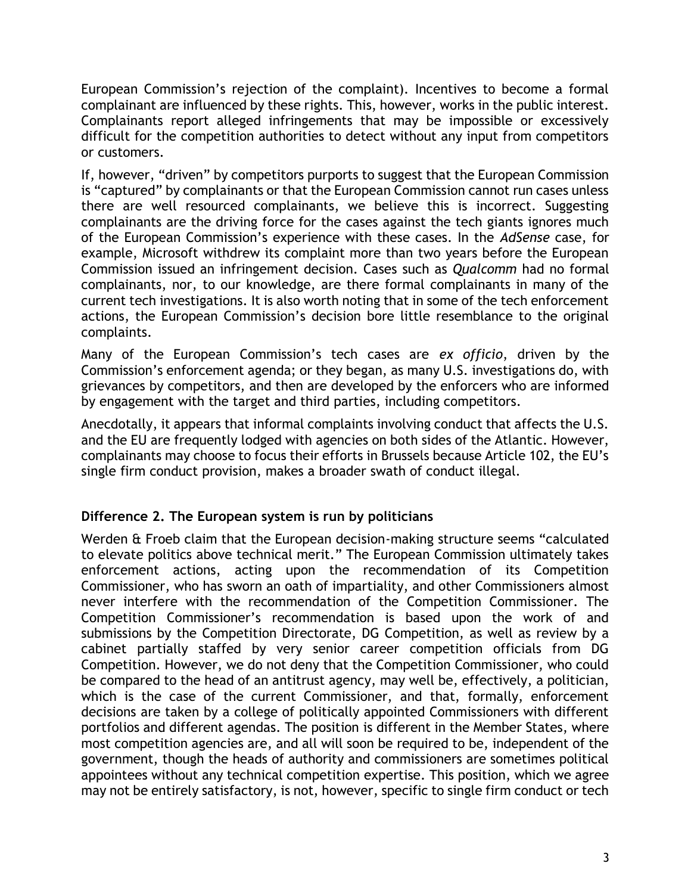European Commission's rejection of the complaint). Incentives to become a formal complainant are influenced by these rights. This, however, works in the public interest. Complainants report alleged infringements that may be impossible or excessively difficult for the competition authorities to detect without any input from competitors or customers.

If, however, "driven" by competitors purports to suggest that the European Commission is "captured" by complainants or that the European Commission cannot run cases unless there are well resourced complainants, we believe this is incorrect. Suggesting complainants are the driving force for the cases against the tech giants ignores much of the European Commission's experience with these cases. In the *AdSense* case, for example, Microsoft withdrew its complaint more than two years before the European Commission issued an infringement decision. Cases such as *Qualcomm* had no formal complainants, nor, to our knowledge, are there formal complainants in many of the current tech investigations. It is also worth noting that in some of the tech enforcement actions, the European Commission's decision bore little resemblance to the original complaints.

Many of the European Commission's tech cases are *ex officio*, driven by the Commission's enforcement agenda; or they began, as many U.S. investigations do, with grievances by competitors, and then are developed by the enforcers who are informed by engagement with the target and third parties, including competitors.

Anecdotally, it appears that informal complaints involving conduct that affects the U.S. and the EU are frequently lodged with agencies on both sides of the Atlantic. However, complainants may choose to focus their efforts in Brussels because Article 102, the EU's single firm conduct provision, makes a broader swath of conduct illegal.

### Difference 2. The European system is run by politicians

Werden & Froeb claim that the European decision-making structure seems "calculated to elevate politics above technical merit." The European Commission ultimately takes enforcement actions, acting upon the recommendation of its Competition Commissioner, who has sworn an oath of impartiality, and other Commissioners almost never interfere with the recommendation of the Competition Commissioner. The Competition Commissioner's recommendation is based upon the work of and submissions by the Competition Directorate, DG Competition, as well as review by a cabinet partially staffed by very senior career competition officials from DG Competition. However, we do not deny that the Competition Commissioner, who could be compared to the head of an antitrust agency, may well be, effectively, a politician, which is the case of the current Commissioner, and that, formally, enforcement decisions are taken by a college of politically appointed Commissioners with different portfolios and different agendas. The position is different in the Member States, where most competition agencies are, and all will soon be required to be, independent of the government, though the heads of authority and commissioners are sometimes political appointees without any technical competition expertise. This position, which we agree may not be entirely satisfactory, is not, however, specific to single firm conduct or tech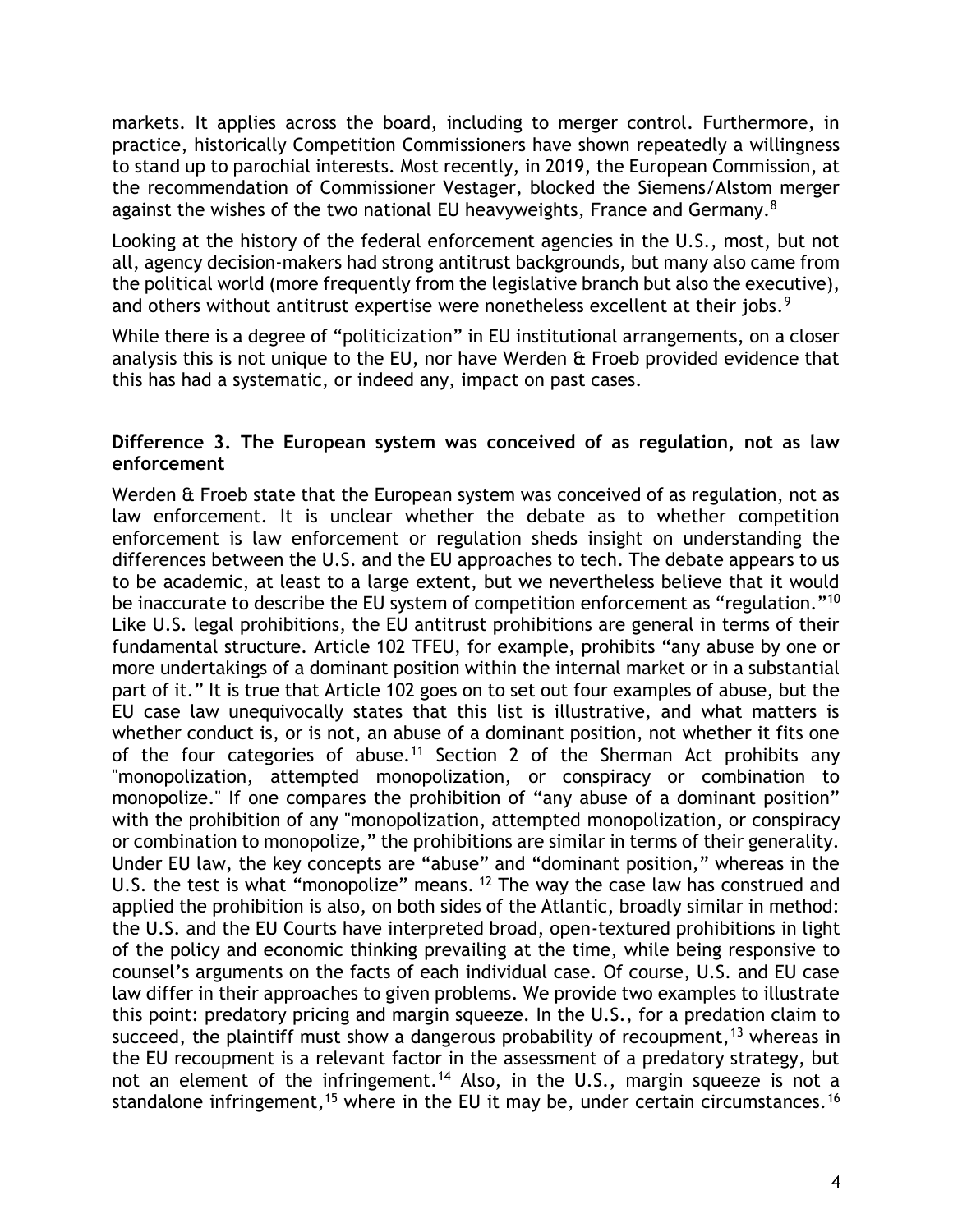markets. It applies across the board, including to merger control. Furthermore, in practice, historically Competition Commissioners have shown repeatedly a willingness to stand up to parochial interests. Most recently, in 2019, the European Commission, at the recommendation of Commissioner Vestager, blocked the Siemens/Alstom merger against the wishes of the two national EU heavyweights, France and Germany.[8]

Looking at the history of the federal enforcement agencies in the U.S., most, but not all, agency decision-makers had strong antitrust backgrounds, but many also came from the political world (more frequently from the legislative branch but also the executive), and others without antitrust expertise were nonetheless excellent at their jobs.[9]

While there is a degree of "politicization" in EU institutional arrangements, on a closer analysis this is not unique to the EU, nor have Werden & Froeb provided evidence that this has had a systematic, or indeed any, impact on past cases.

### Difference 3. The European system was conceived of as regulation, not as law enforcement

Werden & Froeb state that the European system was conceived of as regulation, not as law enforcement. It is unclear whether the debate as to whether competition enforcement is law enforcement or regulation sheds insight on understanding the differences between the U.S. and the EU approaches to tech. The debate appears to us to be academic, at least to a large extent, but we nevertheless believe that it would be inaccurate to describe the EU system of competition enforcement as "regulation."[10] Like U.S. legal prohibitions, the EU antitrust prohibitions are general in terms of their fundamental structure. Article 102 TFEU, for example, prohibits "any abuse by one or more undertakings of a dominant position within the internal market or in a substantial part of it." It is true that Article 102 goes on to set out four examples of abuse, but the EU case law unequivocally states that this list is illustrative, and what matters is whether conduct is, or is not, an abuse of a dominant position, not whether it fits one of the four categories of abuse.[11] Section 2 of the Sherman Act prohibits any "monopolization, attempted monopolization, or conspiracy or combination to monopolize." If one compares the prohibition of "any abuse of a dominant position" with the prohibition of any "monopolization, attempted monopolization, or conspiracy or combination to monopolize," the prohibitions are similar in terms of their generality. Under EU law, the key concepts are "abuse" and "dominant position," whereas in the U.S. the test is what "monopolize" means. [12] The way the case law has construed and applied the prohibition is also, on both sides of the Atlantic, broadly similar in method: the U.S. and the EU Courts have interpreted broad, open-textured prohibitions in light of the policy and economic thinking prevailing at the time, while being responsive to counsel's arguments on the facts of each individual case. Of course, U.S. and EU case law differ in their approaches to given problems. We provide two examples to illustrate this point: predatory pricing and margin squeeze. In the U.S., for a predation claim to succeed, the plaintiff must show a dangerous probability of recoupment,[13] whereas in the EU recoupment is a relevant factor in the assessment of a predatory strategy, but not an element of the infringement.[14] Also, in the U.S., margin squeeze is not a standalone infringement,[15] where in the EU it may be, under certain circumstances.[16]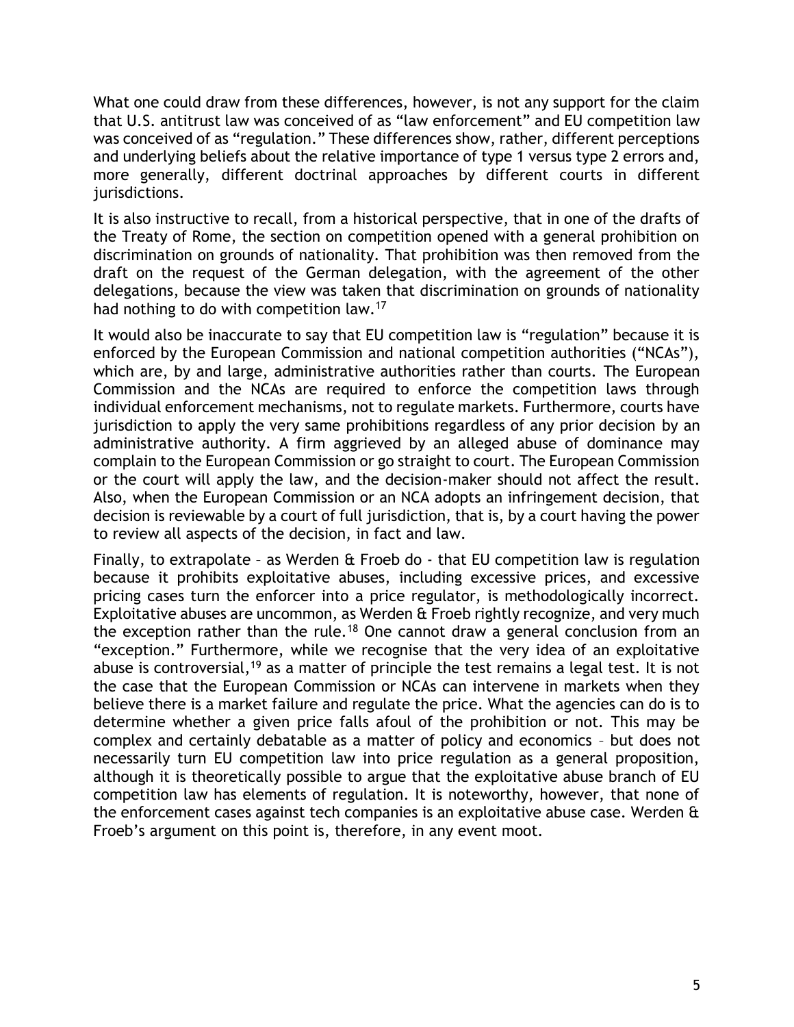What one could draw from these differences, however, is not any support for the claim that U.S. antitrust law was conceived of as "law enforcement" and EU competition law was conceived of as "regulation." These differences show, rather, different perceptions and underlying beliefs about the relative importance of type 1 versus type 2 errors and, more generally, different doctrinal approaches by different courts in different jurisdictions.

It is also instructive to recall, from a historical perspective, that in one of the drafts of the Treaty of Rome, the section on competition opened with a general prohibition on discrimination on grounds of nationality. That prohibition was then removed from the draft on the request of the German delegation, with the agreement of the other delegations, because the view was taken that discrimination on grounds of nationality had nothing to do with competition law.[17]

It would also be inaccurate to say that EU competition law is "regulation" because it is enforced by the European Commission and national competition authorities ("NCAs"), which are, by and large, administrative authorities rather than courts. The European Commission and the NCAs are required to enforce the competition laws through individual enforcement mechanisms, not to regulate markets. Furthermore, courts have jurisdiction to apply the very same prohibitions regardless of any prior decision by an administrative authority. A firm aggrieved by an alleged abuse of dominance may complain to the European Commission or go straight to court. The European Commission or the court will apply the law, and the decision-maker should not affect the result. Also, when the European Commission or an NCA adopts an infringement decision, that decision is reviewable by a court of full jurisdiction, that is, by a court having the power to review all aspects of the decision, in fact and law.

Finally, to extrapolate – as Werden & Froeb do - that EU competition law is regulation because it prohibits exploitative abuses, including excessive prices, and excessive pricing cases turn the enforcer into a price regulator, is methodologically incorrect. Exploitative abuses are uncommon, as Werden & Froeb rightly recognize, and very much the exception rather than the rule.[18] One cannot draw a general conclusion from an "exception." Furthermore, while we recognise that the very idea of an exploitative abuse is controversial,[19] as a matter of principle the test remains a legal test. It is not the case that the European Commission or NCAs can intervene in markets when they believe there is a market failure and regulate the price. What the agencies can do is to determine whether a given price falls afoul of the prohibition or not. This may be complex and certainly debatable as a matter of policy and economics – but does not necessarily turn EU competition law into price regulation as a general proposition, although it is theoretically possible to argue that the exploitative abuse branch of EU competition law has elements of regulation. It is noteworthy, however, that none of the enforcement cases against tech companies is an exploitative abuse case. Werden & Froeb's argument on this point is, therefore, in any event moot.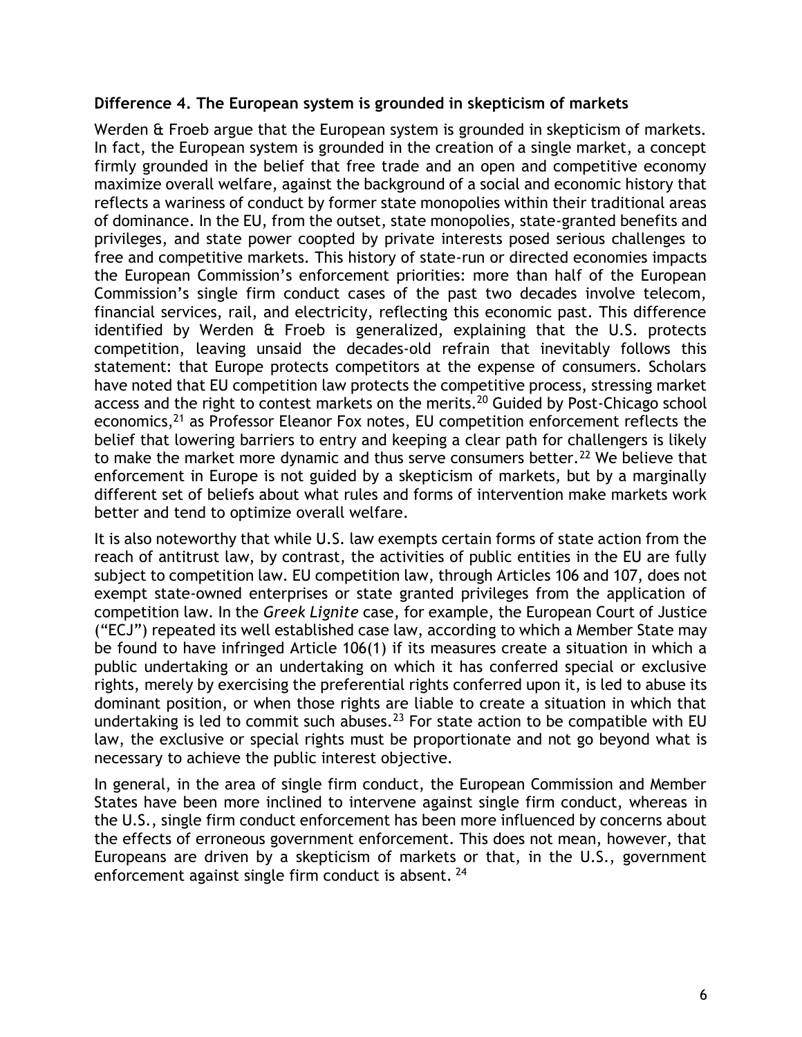**Difference 4. The European system is grounded in skepticism of markets**

Werden & Froeb argue that the European system is grounded in skepticism of markets. In fact, the European system is grounded in the creation of a single market, a concept firmly grounded in the belief that free trade and an open and competitive economy maximize overall welfare, against the background of a social and economic history that reflects a wariness of conduct by former state monopolies within their traditional areas of dominance. In the EU, from the outset, state monopolies, state-granted benefits and privileges, and state power coopted by private interests posed serious challenges to free and competitive markets. This history of state-run or directed economies impacts the European Commission's enforcement priorities: more than half of the European Commission's single firm conduct cases of the past two decades involve telecom, financial services, rail, and electricity, reflecting this economic past. This difference identified by Werden & Froeb is generalized, explaining that the U.S. protects competition, leaving unsaid the decades-old refrain that inevitably follows this statement: that Europe protects competitors at the expense of consumers. Scholars have noted that EU competition law protects the competitive process, stressing market access and the right to contest markets on the merits.[20] Guided by Post-Chicago school economics,[21] as Professor Eleanor Fox notes, EU competition enforcement reflects the belief that lowering barriers to entry and keeping a clear path for challengers is likely to make the market more dynamic and thus serve consumers better.[22] We believe that enforcement in Europe is not guided by a skepticism of markets, but by a marginally different set of beliefs about what rules and forms of intervention make markets work better and tend to optimize overall welfare.

It is also noteworthy that while U.S. law exempts certain forms of state action from the reach of antitrust law, by contrast, the activities of public entities in the EU are fully subject to competition law. EU competition law, through Articles 106 and 107, does not exempt state-owned enterprises or state granted privileges from the application of competition law. In the *Greek Lignite* case, for example, the European Court of Justice ("ECJ") repeated its well established case law, according to which a Member State may be found to have infringed Article 106(1) if its measures create a situation in which a public undertaking or an undertaking on which it has conferred special or exclusive rights, merely by exercising the preferential rights conferred upon it, is led to abuse its dominant position, or when those rights are liable to create a situation in which that undertaking is led to commit such abuses.[23] For state action to be compatible with EU law, the exclusive or special rights must be proportionate and not go beyond what is necessary to achieve the public interest objective.

In general, in the area of single firm conduct, the European Commission and Member States have been more inclined to intervene against single firm conduct, whereas in the U.S., single firm conduct enforcement has been more influenced by concerns about the effects of erroneous government enforcement. This does not mean, however, that Europeans are driven by a skepticism of markets or that, in the U.S., government enforcement against single firm conduct is absent.[24]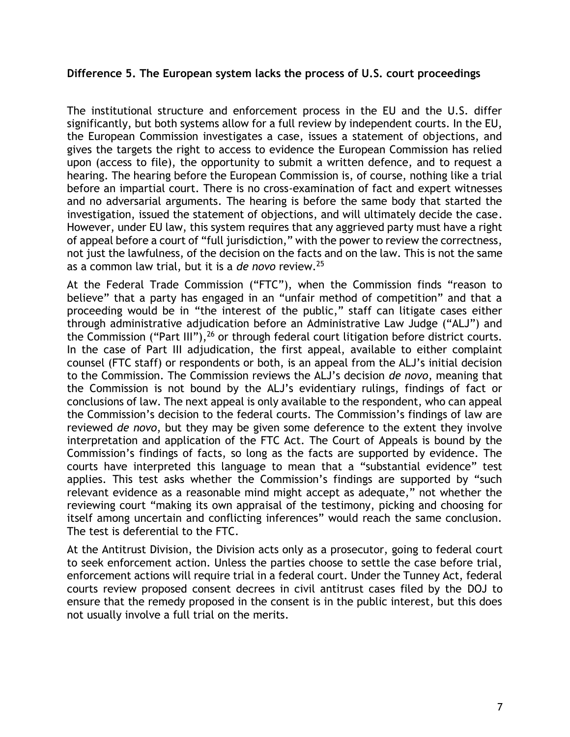**Difference 5. The European system lacks the process of U.S. court proceedings**

The institutional structure and enforcement process in the EU and the U.S. differ significantly, but both systems allow for a full review by independent courts. In the EU, the European Commission investigates a case, issues a statement of objections, and gives the targets the right to access to evidence the European Commission has relied upon (access to file), the opportunity to submit a written defence, and to request a hearing. The hearing before the European Commission is, of course, nothing like a trial before an impartial court. There is no cross-examination of fact and expert witnesses and no adversarial arguments. The hearing is before the same body that started the investigation, issued the statement of objections, and will ultimately decide the case. However, under EU law, this system requires that any aggrieved party must have a right of appeal before a court of "full jurisdiction," with the power to review the correctness, not just the lawfulness, of the decision on the facts and on the law. This is not the same as a common law trial, but it is a *de novo* review.[25]

At the Federal Trade Commission ("FTC"), when the Commission finds "reason to believe" that a party has engaged in an "unfair method of competition" and that a proceeding would be in "the interest of the public," staff can litigate cases either through administrative adjudication before an Administrative Law Judge ("ALJ") and the Commission ("Part III"),[26] or through federal court litigation before district courts. In the case of Part III adjudication, the first appeal, available to either complaint counsel (FTC staff) or respondents or both, is an appeal from the ALJ's initial decision to the Commission. The Commission reviews the ALJ's decision *de novo*, meaning that the Commission is not bound by the ALJ's evidentiary rulings, findings of fact or conclusions of law. The next appeal is only available to the respondent, who can appeal the Commission's decision to the federal courts. The Commission's findings of law are reviewed *de novo*, but they may be given some deference to the extent they involve interpretation and application of the FTC Act. The Court of Appeals is bound by the Commission's findings of facts, so long as the facts are supported by evidence. The courts have interpreted this language to mean that a "substantial evidence" test applies. This test asks whether the Commission's findings are supported by "such relevant evidence as a reasonable mind might accept as adequate," not whether the reviewing court "making its own appraisal of the testimony, picking and choosing for itself among uncertain and conflicting inferences" would reach the same conclusion. The test is deferential to the FTC.

At the Antitrust Division, the Division acts only as a prosecutor, going to federal court to seek enforcement action. Unless the parties choose to settle the case before trial, enforcement actions will require trial in a federal court. Under the Tunney Act, federal courts review proposed consent decrees in civil antitrust cases filed by the DOJ to ensure that the remedy proposed in the consent is in the public interest, but this does not usually involve a full trial on the merits.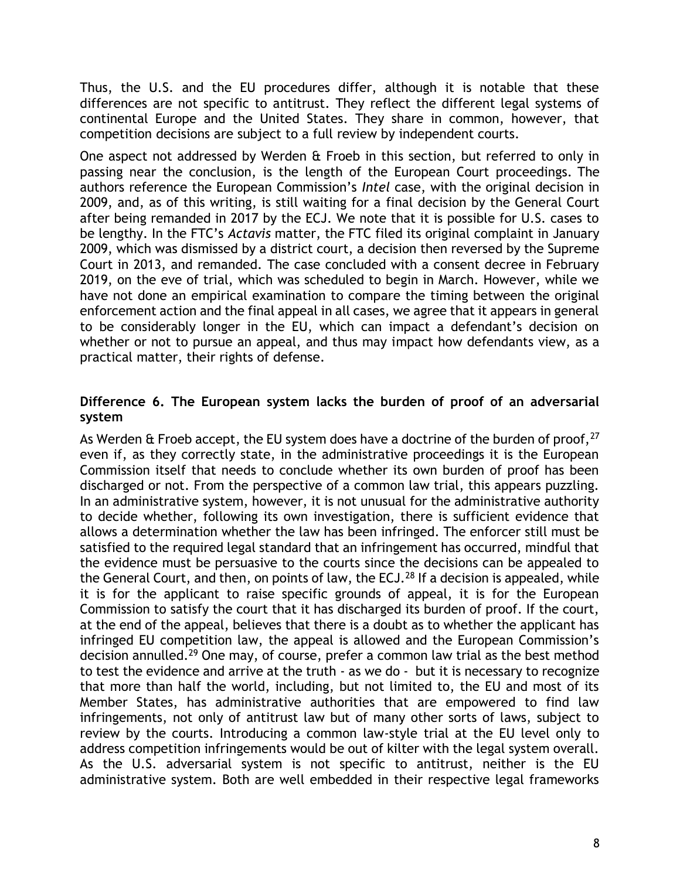Thus, the U.S. and the EU procedures differ, although it is notable that these differences are not specific to antitrust. They reflect the different legal systems of continental Europe and the United States. They share in common, however, that competition decisions are subject to a full review by independent courts.

One aspect not addressed by Werden & Froeb in this section, but referred to only in passing near the conclusion, is the length of the European Court proceedings. The authors reference the European Commission's *Intel* case, with the original decision in 2009, and, as of this writing, is still waiting for a final decision by the General Court after being remanded in 2017 by the ECJ. We note that it is possible for U.S. cases to be lengthy. In the FTC's *Actavis* matter, the FTC filed its original complaint in January 2009, which was dismissed by a district court, a decision then reversed by the Supreme Court in 2013, and remanded. The case concluded with a consent decree in February 2019, on the eve of trial, which was scheduled to begin in March. However, while we have not done an empirical examination to compare the timing between the original enforcement action and the final appeal in all cases, we agree that it appears in general to be considerably longer in the EU, which can impact a defendant's decision on whether or not to pursue an appeal, and thus may impact how defendants view, as a practical matter, their rights of defense.

### Difference 6. The European system lacks the burden of proof of an adversarial system

As Werden & Froeb accept, the EU system does have a doctrine of the burden of proof,[27] even if, as they correctly state, in the administrative proceedings it is the European Commission itself that needs to conclude whether its own burden of proof has been discharged or not. From the perspective of a common law trial, this appears puzzling. In an administrative system, however, it is not unusual for the administrative authority to decide whether, following its own investigation, there is sufficient evidence that allows a determination whether the law has been infringed. The enforcer still must be satisfied to the required legal standard that an infringement has occurred, mindful that the evidence must be persuasive to the courts since the decisions can be appealed to the General Court, and then, on points of law, the ECJ.[28] If a decision is appealed, while it is for the applicant to raise specific grounds of appeal, it is for the European Commission to satisfy the court that it has discharged its burden of proof. If the court, at the end of the appeal, believes that there is a doubt as to whether the applicant has infringed EU competition law, the appeal is allowed and the European Commission's decision annulled.[29] One may, of course, prefer a common law trial as the best method to test the evidence and arrive at the truth - as we do - but it is necessary to recognize that more than half the world, including, but not limited to, the EU and most of its Member States, has administrative authorities that are empowered to find law infringements, not only of antitrust law but of many other sorts of laws, subject to review by the courts. Introducing a common law-style trial at the EU level only to address competition infringements would be out of kilter with the legal system overall. As the U.S. adversarial system is not specific to antitrust, neither is the EU administrative system. Both are well embedded in their respective legal frameworks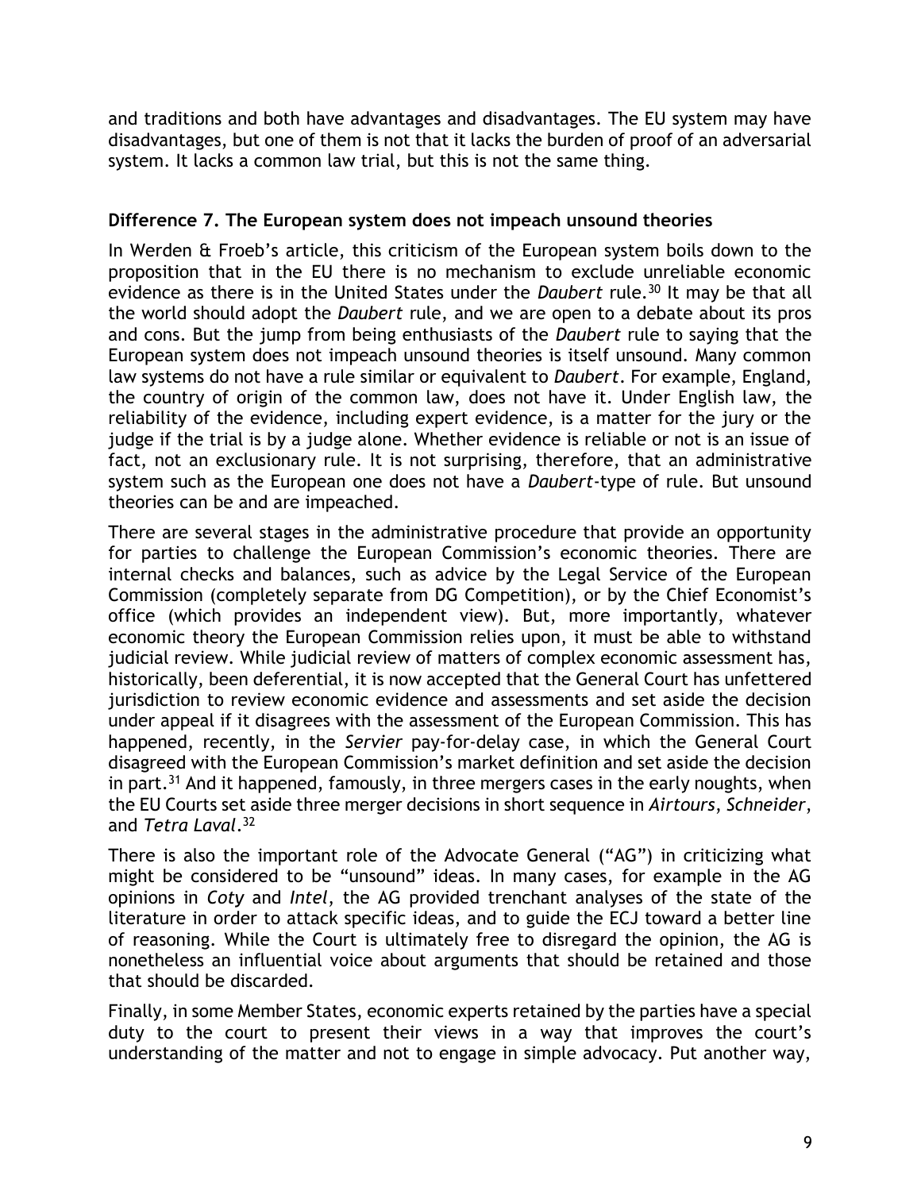and traditions and both have advantages and disadvantages. The EU system may have disadvantages, but one of them is not that it lacks the burden of proof of an adversarial system. It lacks a common law trial, but this is not the same thing.

### Difference 7. The European system does not impeach unsound theories

In Werden & Froeb's article, this criticism of the European system boils down to the proposition that in the EU there is no mechanism to exclude unreliable economic evidence as there is in the United States under the *Daubert* rule.[30] It may be that all the world should adopt the *Daubert* rule, and we are open to a debate about its pros and cons. But the jump from being enthusiasts of the *Daubert* rule to saying that the European system does not impeach unsound theories is itself unsound. Many common law systems do not have a rule similar or equivalent to *Daubert*. For example, England, the country of origin of the common law, does not have it. Under English law, the reliability of the evidence, including expert evidence, is a matter for the jury or the judge if the trial is by a judge alone. Whether evidence is reliable or not is an issue of fact, not an exclusionary rule. It is not surprising, therefore, that an administrative system such as the European one does not have a *Daubert*-type of rule. But unsound theories can be and are impeached.

There are several stages in the administrative procedure that provide an opportunity for parties to challenge the European Commission's economic theories. There are internal checks and balances, such as advice by the Legal Service of the European Commission (completely separate from DG Competition), or by the Chief Economist's office (which provides an independent view). But, more importantly, whatever economic theory the European Commission relies upon, it must be able to withstand judicial review. While judicial review of matters of complex economic assessment has, historically, been deferential, it is now accepted that the General Court has unfettered jurisdiction to review economic evidence and assessments and set aside the decision under appeal if it disagrees with the assessment of the European Commission. This has happened, recently, in the *Servier* pay-for-delay case, in which the General Court disagreed with the European Commission's market definition and set aside the decision in part.[31] And it happened, famously, in three mergers cases in the early noughts, when the EU Courts set aside three merger decisions in short sequence in *Airtours*, *Schneider*, and *Tetra Laval*.[32]

There is also the important role of the Advocate General ("AG") in criticizing what might be considered to be "unsound" ideas. In many cases, for example in the AG opinions in *Coty* and *Intel*, the AG provided trenchant analyses of the state of the literature in order to attack specific ideas, and to guide the ECJ toward a better line of reasoning. While the Court is ultimately free to disregard the opinion, the AG is nonetheless an influential voice about arguments that should be retained and those that should be discarded.

Finally, in some Member States, economic experts retained by the parties have a special duty to the court to present their views in a way that improves the court's understanding of the matter and not to engage in simple advocacy. Put another way,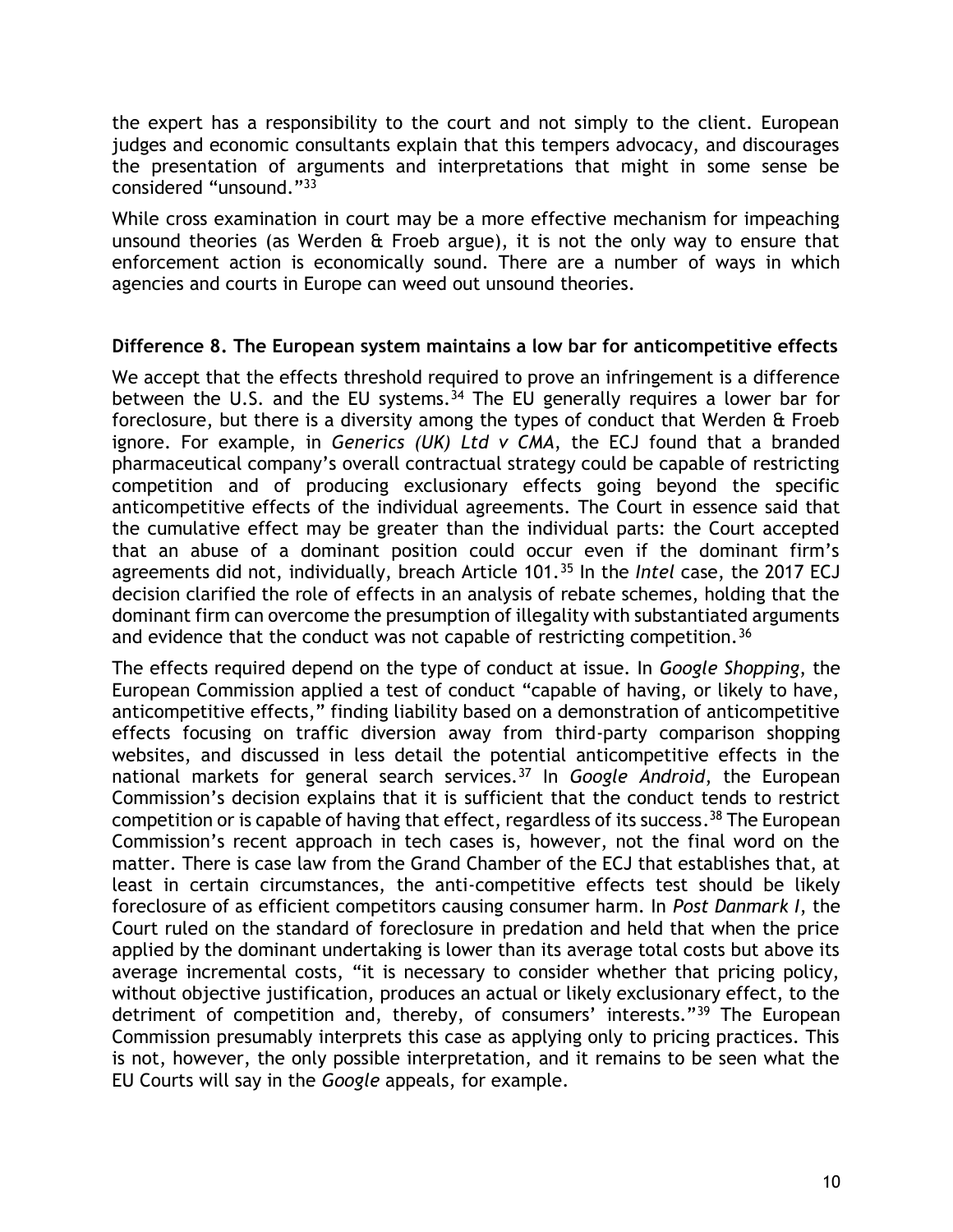the expert has a responsibility to the court and not simply to the client. European judges and economic consultants explain that this tempers advocacy, and discourages the presentation of arguments and interpretations that might in some sense be considered "unsound."[33]

While cross examination in court may be a more effective mechanism for impeaching unsound theories (as Werden & Froeb argue), it is not the only way to ensure that enforcement action is economically sound. There are a number of ways in which agencies and courts in Europe can weed out unsound theories.

**Difference 8. The European system maintains a low bar for anticompetitive effects**

We accept that the effects threshold required to prove an infringement is a difference between the U.S. and the EU systems.[34] The EU generally requires a lower bar for foreclosure, but there is a diversity among the types of conduct that Werden & Froeb ignore. For example, in *Generics (UK) Ltd v CMA*, the ECJ found that a branded pharmaceutical company's overall contractual strategy could be capable of restricting competition and of producing exclusionary effects going beyond the specific anticompetitive effects of the individual agreements. The Court in essence said that the cumulative effect may be greater than the individual parts: the Court accepted that an abuse of a dominant position could occur even if the dominant firm's agreements did not, individually, breach Article 101.[35] In the *Intel* case, the 2017 ECJ decision clarified the role of effects in an analysis of rebate schemes, holding that the dominant firm can overcome the presumption of illegality with substantiated arguments and evidence that the conduct was not capable of restricting competition.[36]

The effects required depend on the type of conduct at issue. In *Google Shopping*, the European Commission applied a test of conduct "capable of having, or likely to have, anticompetitive effects," finding liability based on a demonstration of anticompetitive effects focusing on traffic diversion away from third-party comparison shopping websites, and discussed in less detail the potential anticompetitive effects in the national markets for general search services.[37] In *Google Android*, the European Commission's decision explains that it is sufficient that the conduct tends to restrict competition or is capable of having that effect, regardless of its success.[38] The European Commission's recent approach in tech cases is, however, not the final word on the matter. There is case law from the Grand Chamber of the ECJ that establishes that, at least in certain circumstances, the anti-competitive effects test should be likely foreclosure of as efficient competitors causing consumer harm. In *Post Danmark I*, the Court ruled on the standard of foreclosure in predation and held that when the price applied by the dominant undertaking is lower than its average total costs but above its average incremental costs, "it is necessary to consider whether that pricing policy, without objective justification, produces an actual or likely exclusionary effect, to the detriment of competition and, thereby, of consumers' interests."[39] The European Commission presumably interprets this case as applying only to pricing practices. This is not, however, the only possible interpretation, and it remains to be seen what the EU Courts will say in the *Google* appeals, for example.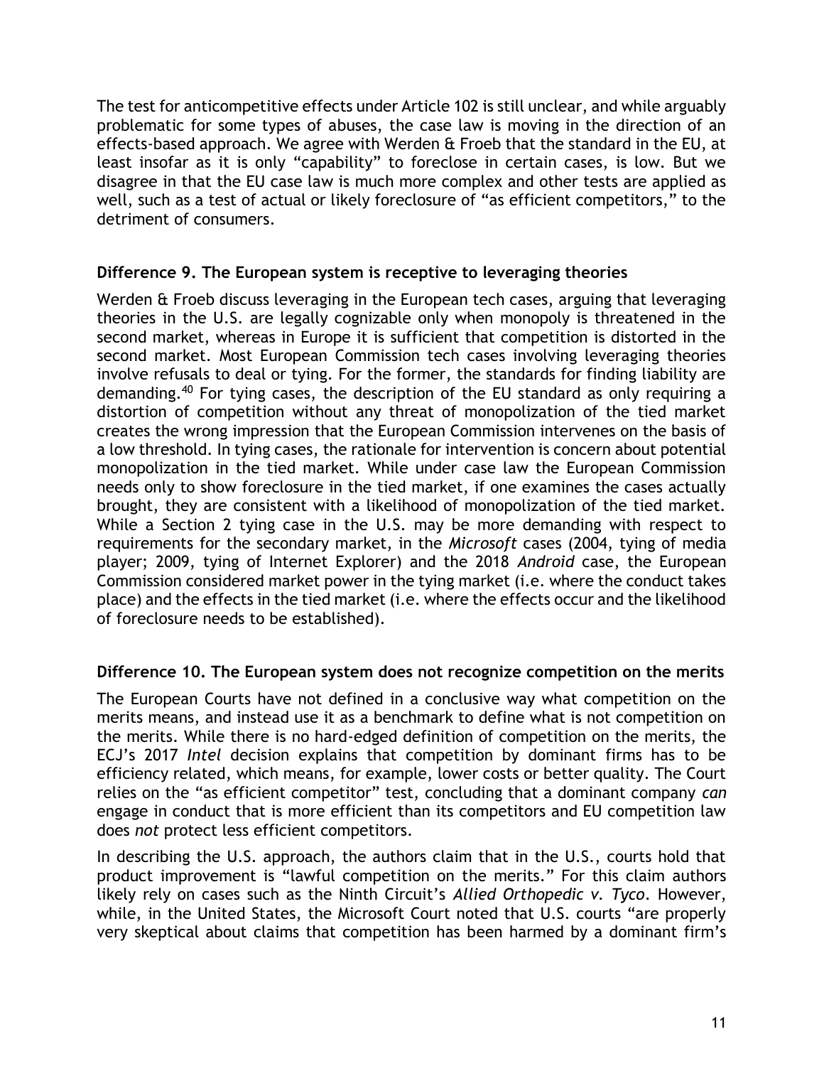The test for anticompetitive effects under Article 102 is still unclear, and while arguably problematic for some types of abuses, the case law is moving in the direction of an effects-based approach. We agree with Werden & Froeb that the standard in the EU, at least insofar as it is only "capability" to foreclose in certain cases, is low. But we disagree in that the EU case law is much more complex and other tests are applied as well, such as a test of actual or likely foreclosure of "as efficient competitors," to the detriment of consumers.

### Difference 9. The European system is receptive to leveraging theories

Werden & Froeb discuss leveraging in the European tech cases, arguing that leveraging theories in the U.S. are legally cognizable only when monopoly is threatened in the second market, whereas in Europe it is sufficient that competition is distorted in the second market. Most European Commission tech cases involving leveraging theories involve refusals to deal or tying. For the former, the standards for finding liability are demanding.[40] For tying cases, the description of the EU standard as only requiring a distortion of competition without any threat of monopolization of the tied market creates the wrong impression that the European Commission intervenes on the basis of a low threshold. In tying cases, the rationale for intervention is concern about potential monopolization in the tied market. While under case law the European Commission needs only to show foreclosure in the tied market, if one examines the cases actually brought, they are consistent with a likelihood of monopolization of the tied market. While a Section 2 tying case in the U.S. may be more demanding with respect to requirements for the secondary market, in the *Microsoft* cases (2004, tying of media player; 2009, tying of Internet Explorer) and the 2018 *Android* case, the European Commission considered market power in the tying market (i.e. where the conduct takes place) and the effects in the tied market (i.e. where the effects occur and the likelihood of foreclosure needs to be established).

### Difference 10. The European system does not recognize competition on the merits

The European Courts have not defined in a conclusive way what competition on the merits means, and instead use it as a benchmark to define what is not competition on the merits. While there is no hard-edged definition of competition on the merits, the ECJ's 2017 *Intel* decision explains that competition by dominant firms has to be efficiency related, which means, for example, lower costs or better quality. The Court relies on the "as efficient competitor" test, concluding that a dominant company *can* engage in conduct that is more efficient than its competitors and EU competition law does *not* protect less efficient competitors.

In describing the U.S. approach, the authors claim that in the U.S., courts hold that product improvement is "lawful competition on the merits." For this claim authors likely rely on cases such as the Ninth Circuit's *Allied Orthopedic v. Tyco*. However, while, in the United States, the Microsoft Court noted that U.S. courts "are properly very skeptical about claims that competition has been harmed by a dominant firm's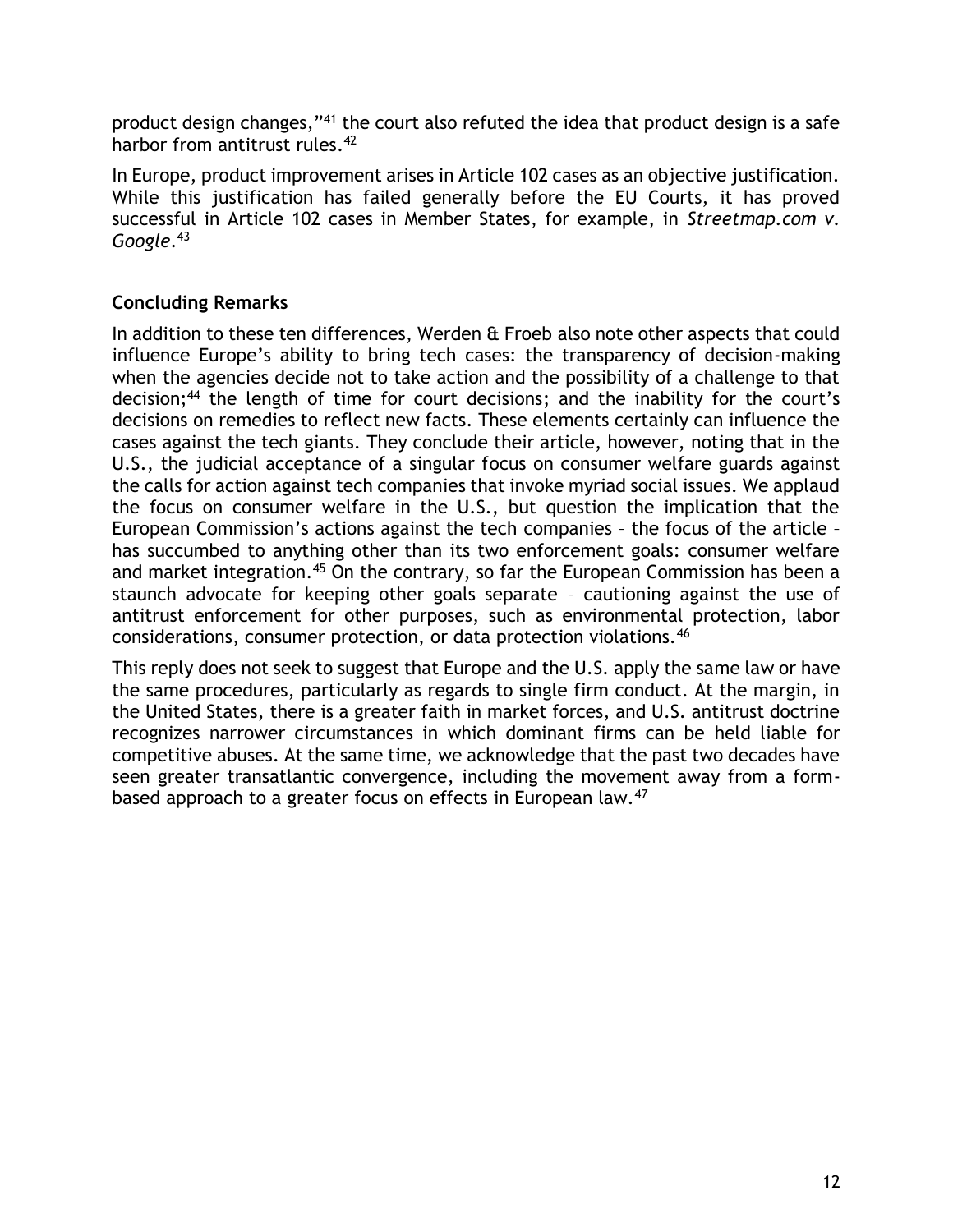product design changes,"[41] the court also refuted the idea that product design is a safe harbor from antitrust rules.[42]

In Europe, product improvement arises in Article 102 cases as an objective justification. While this justification has failed generally before the EU Courts, it has proved successful in Article 102 cases in Member States, for example, in *Streetmap.com v. Google*.[43]

## Concluding Remarks

In addition to these ten differences, Werden & Froeb also note other aspects that could influence Europe's ability to bring tech cases: the transparency of decision-making when the agencies decide not to take action and the possibility of a challenge to that decision;[44] the length of time for court decisions; and the inability for the court's decisions on remedies to reflect new facts. These elements certainly can influence the cases against the tech giants. They conclude their article, however, noting that in the U.S., the judicial acceptance of a singular focus on consumer welfare guards against the calls for action against tech companies that invoke myriad social issues. We applaud the focus on consumer welfare in the U.S., but question the implication that the European Commission's actions against the tech companies – the focus of the article – has succumbed to anything other than its two enforcement goals: consumer welfare and market integration.[45] On the contrary, so far the European Commission has been a staunch advocate for keeping other goals separate – cautioning against the use of antitrust enforcement for other purposes, such as environmental protection, labor considerations, consumer protection, or data protection violations.[46]

This reply does not seek to suggest that Europe and the U.S. apply the same law or have the same procedures, particularly as regards to single firm conduct. At the margin, in the United States, there is a greater faith in market forces, and U.S. antitrust doctrine recognizes narrower circumstances in which dominant firms can be held liable for competitive abuses. At the same time, we acknowledge that the past two decades have seen greater transatlantic convergence, including the movement away from a form-based approach to a greater focus on effects in European law.[47]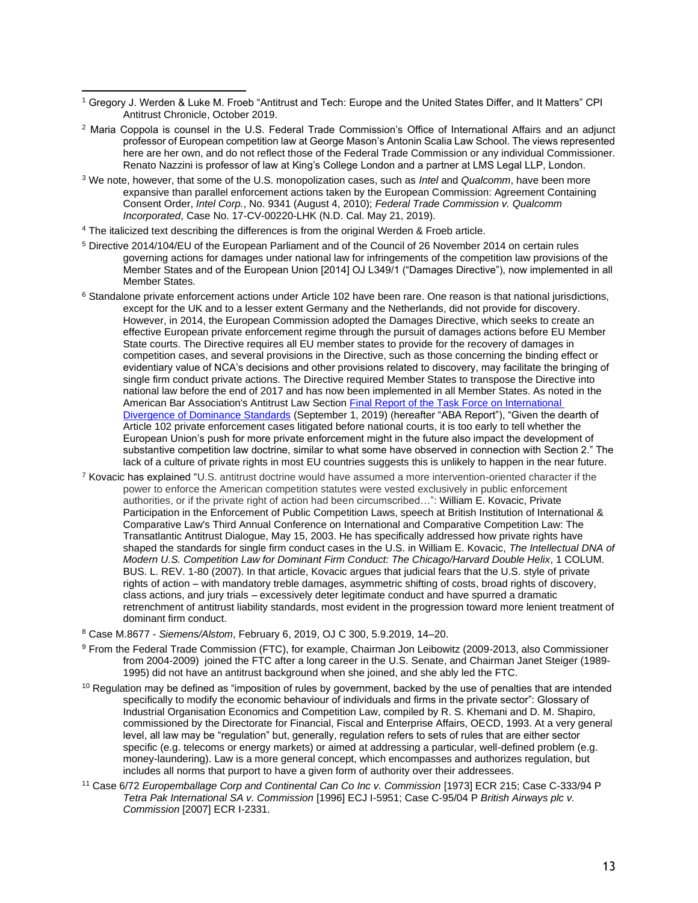[1] Gregory J. Werden & Luke M. Froeb "Antitrust and Tech: Europe and the United States Differ, and It Matters" CPI Antitrust Chronicle, October 2019.

[2] Maria Coppola is counsel in the U.S. Federal Trade Commission's Office of International Affairs and an adjunct professor of European competition law at George Mason's Antonin Scalia Law School. The views represented here are her own, and do not reflect those of the Federal Trade Commission or any individual Commissioner. Renato Nazzini is professor of law at King's College London and a partner at LMS Legal LLP, London.

[3] We note, however, that some of the U.S. monopolization cases, such as *Intel* and *Qualcomm*, have been more expansive than parallel enforcement actions taken by the European Commission: Agreement Containing Consent Order, *Intel Corp.*, No. 9341 (August 4, 2010); *Federal Trade Commission v. Qualcomm Incorporated*, Case No. 17-CV-00220-LHK (N.D. Cal. May 21, 2019).

[4] The italicized text describing the differences is from the original Werden & Froeb article.

[5] Directive 2014/104/EU of the European Parliament and of the Council of 26 November 2014 on certain rules governing actions for damages under national law for infringements of the competition law provisions of the Member States and of the European Union [2014] OJ L349/1 ("Damages Directive"), now implemented in all Member States.

[6] Standalone private enforcement actions under Article 102 have been rare. One reason is that national jurisdictions, except for the UK and to a lesser extent Germany and the Netherlands, did not provide for discovery. However, in 2014, the European Commission adopted the Damages Directive, which seeks to create an effective European private enforcement regime through the pursuit of damages actions before EU Member State courts. The Directive requires all EU member states to provide for the recovery of damages in competition cases, and several provisions in the Directive, such as those concerning the binding effect or evidentiary value of NCA's decisions and other provisions related to discovery, may facilitate the bringing of single firm conduct private actions. The Directive required Member States to transpose the Directive into national law before the end of 2017 and has now been implemented in all Member States. As noted in the American Bar Association's Antitrust Law Section Final Report of the Task Force on International Divergence of Dominance Standards (September 1, 2019) (hereafter "ABA Report"), "Given the dearth of Article 102 private enforcement cases litigated before national courts, it is too early to tell whether the European Union's push for more private enforcement might in the future also impact the development of substantive competition law doctrine, similar to what some have observed in connection with Section 2." The lack of a culture of private rights in most EU countries suggests this is unlikely to happen in the near future.

[7] Kovacic has explained "U.S. antitrust doctrine would have assumed a more intervention-oriented character if the power to enforce the American competition statutes were vested exclusively in public enforcement authorities, or if the private right of action had been circumscribed…": William E. Kovacic, Private Participation in the Enforcement of Public Competition Laws, speech at British Institution of International & Comparative Law's Third Annual Conference on International and Comparative Competition Law: The Transatlantic Antitrust Dialogue, May 15, 2003. He has specifically addressed how private rights have shaped the standards for single firm conduct cases in the U.S. in William E. Kovacic, *The Intellectual DNA of Modern U.S. Competition Law for Dominant Firm Conduct: The Chicago/Harvard Double Helix*, 1 COLUM. BUS. L. REV. 1-80 (2007). In that article, Kovacic argues that judicial fears that the U.S. style of private rights of action – with mandatory treble damages, asymmetric shifting of costs, broad rights of discovery, class actions, and jury trials – excessively deter legitimate conduct and have spurred a dramatic retrenchment of antitrust liability standards, most evident in the progression toward more lenient treatment of dominant firm conduct.

[8] Case M.8677 - *Siemens/Alstom*, February 6, 2019, OJ C 300, 5.9.2019, 14–20.

[9] From the Federal Trade Commission (FTC), for example, Chairman Jon Leibowitz (2009-2013, also Commissioner from 2004-2009) joined the FTC after a long career in the U.S. Senate, and Chairman Janet Steiger (1989-1995) did not have an antitrust background when she joined, and she ably led the FTC.

[10] Regulation may be defined as "imposition of rules by government, backed by the use of penalties that are intended specifically to modify the economic behaviour of individuals and firms in the private sector": Glossary of Industrial Organisation Economics and Competition Law, compiled by R. S. Khemani and D. M. Shapiro, commissioned by the Directorate for Financial, Fiscal and Enterprise Affairs, OECD, 1993. At a very general level, all law may be "regulation" but, generally, regulation refers to sets of rules that are either sector specific (e.g. telecoms or energy markets) or aimed at addressing a particular, well-defined problem (e.g. money-laundering). Law is a more general concept, which encompasses and authorizes regulation, but includes all norms that purport to have a given form of authority over their addressees.

[11] Case 6/72 *Europemballage Corp and Continental Can Co Inc v. Commission* [1973] ECR 215; Case C-333/94 P *Tetra Pak International SA v. Commission* [1996] ECJ I-5951; Case C-95/04 P *British Airways plc v. Commission* [2007] ECR I-2331.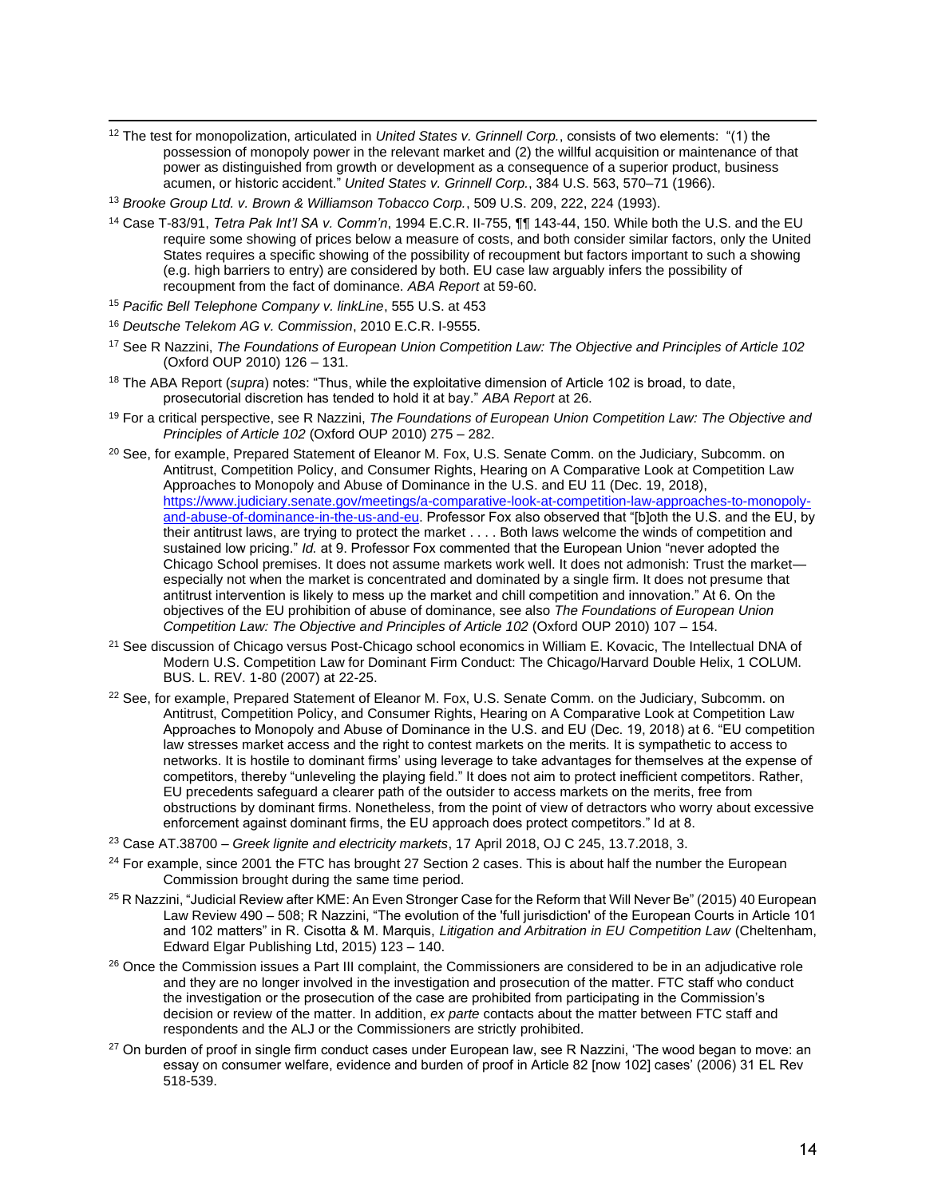[12] The test for monopolization, articulated in *United States v. Grinnell Corp.*, consists of two elements: "(1) the possession of monopoly power in the relevant market and (2) the willful acquisition or maintenance of that power as distinguished from growth or development as a consequence of a superior product, business acumen, or historic accident." *United States v. Grinnell Corp.*, 384 U.S. 563, 570–71 (1966).

[13] *Brooke Group Ltd. v. Brown & Williamson Tobacco Corp.*, 509 U.S. 209, 222, 224 (1993).

[14] Case T-83/91, *Tetra Pak Int'l SA v. Comm'n*, 1994 E.C.R. II-755, ¶¶ 143-44, 150. While both the U.S. and the EU require some showing of prices below a measure of costs, and both consider similar factors, only the United States requires a specific showing of the possibility of recoupment but factors important to such a showing (e.g. high barriers to entry) are considered by both. EU case law arguably infers the possibility of recoupment from the fact of dominance. *ABA Report* at 59-60.

[15] *Pacific Bell Telephone Company v. linkLine*, 555 U.S. at 453

[16] *Deutsche Telekom AG v. Commission*, 2010 E.C.R. I-9555.

[17] See R Nazzini, *The Foundations of European Union Competition Law: The Objective and Principles of Article 102* (Oxford OUP 2010) 126 – 131.

[18] The ABA Report (*supra*) notes: "Thus, while the exploitative dimension of Article 102 is broad, to date, prosecutorial discretion has tended to hold it at bay." *ABA Report* at 26.

[19] For a critical perspective, see R Nazzini, *The Foundations of European Union Competition Law: The Objective and Principles of Article 102* (Oxford OUP 2010) 275 – 282.

[20] See, for example, Prepared Statement of Eleanor M. Fox, U.S. Senate Comm. on the Judiciary, Subcomm. on Antitrust, Competition Policy, and Consumer Rights, Hearing on A Comparative Look at Competition Law Approaches to Monopoly and Abuse of Dominance in the U.S. and EU 11 (Dec. 19, 2018), https://www.judiciary.senate.gov/meetings/a-comparative-look-at-competition-law-approaches-to-monopoly-and-abuse-of-dominance-in-the-us-and-eu. Professor Fox also observed that "[b]oth the U.S. and the EU, by their antitrust laws, are trying to protect the market . . . . Both laws welcome the winds of competition and sustained low pricing." *Id.* at 9. Professor Fox commented that the European Union "never adopted the Chicago School premises. It does not assume markets work well. It does not admonish: Trust the market—especially not when the market is concentrated and dominated by a single firm. It does not presume that antitrust intervention is likely to mess up the market and chill competition and innovation." At 6. On the objectives of the EU prohibition of abuse of dominance, see also *The Foundations of European Union Competition Law: The Objective and Principles of Article 102* (Oxford OUP 2010) 107 – 154.

[21] See discussion of Chicago versus Post-Chicago school economics in William E. Kovacic, The Intellectual DNA of Modern U.S. Competition Law for Dominant Firm Conduct: The Chicago/Harvard Double Helix, 1 COLUM. BUS. L. REV. 1-80 (2007) at 22-25.

[22] See, for example, Prepared Statement of Eleanor M. Fox, U.S. Senate Comm. on the Judiciary, Subcomm. on Antitrust, Competition Policy, and Consumer Rights, Hearing on A Comparative Look at Competition Law Approaches to Monopoly and Abuse of Dominance in the U.S. and EU (Dec. 19, 2018) at 6. "EU competition law stresses market access and the right to contest markets on the merits. It is sympathetic to access to networks. It is hostile to dominant firms' using leverage to take advantages for themselves at the expense of competitors, thereby "unleveling the playing field." It does not aim to protect inefficient competitors. Rather, EU precedents safeguard a clearer path of the outsider to access markets on the merits, free from obstructions by dominant firms. Nonetheless, from the point of view of detractors who worry about excessive enforcement against dominant firms, the EU approach does protect competitors." Id at 8.

[23] Case AT.38700 – *Greek lignite and electricity markets*, 17 April 2018, OJ C 245, 13.7.2018, 3.

[24] For example, since 2001 the FTC has brought 27 Section 2 cases. This is about half the number the European Commission brought during the same time period.

[25] R Nazzini, "Judicial Review after KME: An Even Stronger Case for the Reform that Will Never Be" (2015) 40 European Law Review 490 – 508; R Nazzini, "The evolution of the 'full jurisdiction' of the European Courts in Article 101 and 102 matters" in R. Cisotta & M. Marquis, *Litigation and Arbitration in EU Competition Law* (Cheltenham, Edward Elgar Publishing Ltd, 2015) 123 – 140.

[26] Once the Commission issues a Part III complaint, the Commissioners are considered to be in an adjudicative role and they are no longer involved in the investigation and prosecution of the matter. FTC staff who conduct the investigation or the prosecution of the case are prohibited from participating in the Commission's decision or review of the matter. In addition, *ex parte* contacts about the matter between FTC staff and respondents and the ALJ or the Commissioners are strictly prohibited.

[27] On burden of proof in single firm conduct cases under European law, see R Nazzini, 'The wood began to move: an essay on consumer welfare, evidence and burden of proof in Article 82 [now 102] cases' (2006) 31 EL Rev 518-539.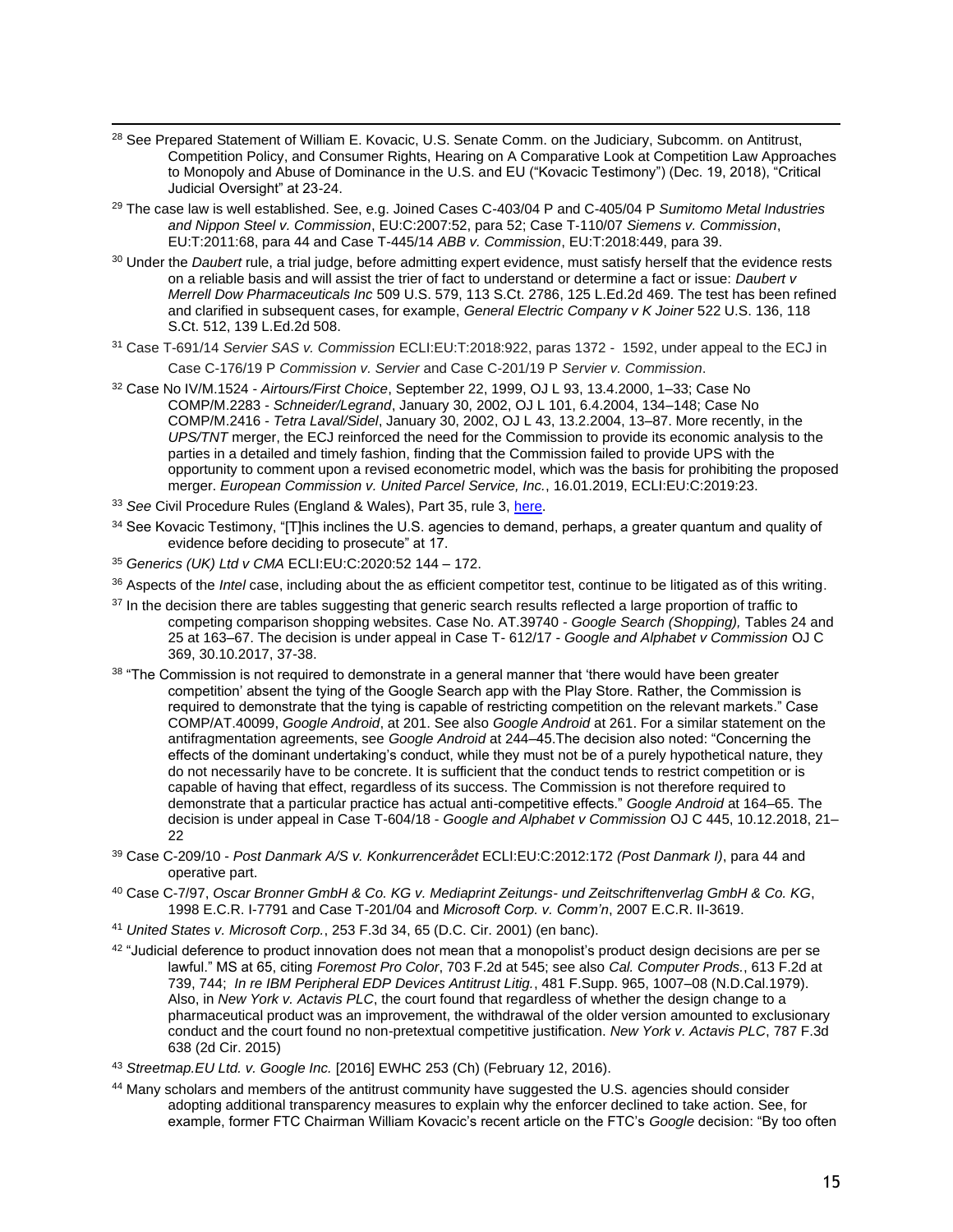[28] See Prepared Statement of William E. Kovacic, U.S. Senate Comm. on the Judiciary, Subcomm. on Antitrust, Competition Policy, and Consumer Rights, Hearing on A Comparative Look at Competition Law Approaches to Monopoly and Abuse of Dominance in the U.S. and EU ("Kovacic Testimony") (Dec. 19, 2018), "Critical Judicial Oversight" at 23-24.

[29] The case law is well established. See, e.g. Joined Cases C-403/04 P and C-405/04 P *Sumitomo Metal Industries and Nippon Steel v. Commission*, EU:C:2007:52, para 52; Case T-110/07 *Siemens v. Commission*, EU:T:2011:68, para 44 and Case T-445/14 *ABB v. Commission*, EU:T:2018:449, para 39.

[30] Under the *Daubert* rule, a trial judge, before admitting expert evidence, must satisfy herself that the evidence rests on a reliable basis and will assist the trier of fact to understand or determine a fact or issue: *Daubert v Merrell Dow Pharmaceuticals Inc* 509 U.S. 579, 113 S.Ct. 2786, 125 L.Ed.2d 469. The test has been refined and clarified in subsequent cases, for example, *General Electric Company v K Joiner* 522 U.S. 136, 118 S.Ct. 512, 139 L.Ed.2d 508.

[31] Case T-691/14 *Servier SAS v. Commission* ECLI:EU:T:2018:922, paras 1372 - 1592, under appeal to the ECJ in Case C-176/19 P *Commission v. Servier* and Case C-201/19 P *Servier v. Commission*.

[32] Case No IV/M.1524 - *Airtours/First Choice*, September 22, 1999, OJ L 93, 13.4.2000, 1–33; Case No COMP/M.2283 - *Schneider/Legrand*, January 30, 2002, OJ L 101, 6.4.2004, 134–148; Case No COMP/M.2416 - *Tetra Laval/Sidel*, January 30, 2002, OJ L 43, 13.2.2004, 13–87. More recently, in the *UPS/TNT* merger, the ECJ reinforced the need for the Commission to provide its economic analysis to the parties in a detailed and timely fashion, finding that the Commission failed to provide UPS with the opportunity to comment upon a revised econometric model, which was the basis for prohibiting the proposed merger. *European Commission v. United Parcel Service, Inc.*, 16.01.2019, ECLI:EU:C:2019:23.

[33] *See* Civil Procedure Rules (England & Wales), Part 35, rule 3, here.

[34] See Kovacic Testimony, "[T]his inclines the U.S. agencies to demand, perhaps, a greater quantum and quality of evidence before deciding to prosecute" at 17.

[35] *Generics (UK) Ltd v CMA* ECLI:EU:C:2020:52 144 – 172.

[36] Aspects of the *Intel* case, including about the as efficient competitor test, continue to be litigated as of this writing.

[37] In the decision there are tables suggesting that generic search results reflected a large proportion of traffic to competing comparison shopping websites. Case No. AT.39740 - *Google Search (Shopping),* Tables 24 and 25 at 163–67. The decision is under appeal in Case T- 612/17 - *Google and Alphabet v Commission* OJ C 369, 30.10.2017, 37-38.

[38] "The Commission is not required to demonstrate in a general manner that 'there would have been greater competition' absent the tying of the Google Search app with the Play Store. Rather, the Commission is required to demonstrate that the tying is capable of restricting competition on the relevant markets." Case COMP/AT.40099, *Google Android*, at 201. See also *Google Android* at 261. For a similar statement on the antifragmentation agreements, see *Google Android* at 244–45.The decision also noted: "Concerning the effects of the dominant undertaking's conduct, while they must not be of a purely hypothetical nature, they do not necessarily have to be concrete. It is sufficient that the conduct tends to restrict competition or is capable of having that effect, regardless of its success. The Commission is not therefore required to demonstrate that a particular practice has actual anti-competitive effects." *Google Android* at 164–65. The decision is under appeal in Case T-604/18 - *Google and Alphabet v Commission* OJ C 445, 10.12.2018, 21–22

[39] Case C-209/10 - *Post Danmark A/S v. Konkurrencerådet* ECLI:EU:C:2012:172 *(Post Danmark I)*, para 44 and operative part.

[40] Case C-7/97, *Oscar Bronner GmbH & Co. KG v. Mediaprint Zeitungs- und Zeitschriftenverlag GmbH & Co. KG*, 1998 E.C.R. I-7791 and Case T-201/04 and *Microsoft Corp. v. Comm'n*, 2007 E.C.R. II-3619.

[41] *United States v. Microsoft Corp.*, 253 F.3d 34, 65 (D.C. Cir. 2001) (en banc).

[42] "Judicial deference to product innovation does not mean that a monopolist's product design decisions are per se lawful." MS at 65, citing *Foremost Pro Color*, 703 F.2d at 545; see also *Cal. Computer Prods.*, 613 F.2d at 739, 744; *In re IBM Peripheral EDP Devices Antitrust Litig.*, 481 F.Supp. 965, 1007–08 (N.D.Cal.1979). Also, in *New York v. Actavis PLC*, the court found that regardless of whether the design change to a pharmaceutical product was an improvement, the withdrawal of the older version amounted to exclusionary conduct and the court found no non-pretextual competitive justification. *New York v. Actavis PLC*, 787 F.3d 638 (2d Cir. 2015)

[43] *Streetmap.EU Ltd. v. Google Inc.* [2016] EWHC 253 (Ch) (February 12, 2016).

[44] Many scholars and members of the antitrust community have suggested the U.S. agencies should consider adopting additional transparency measures to explain why the enforcer declined to take action. See, for example, former FTC Chairman William Kovacic's recent article on the FTC's *Google* decision: "By too often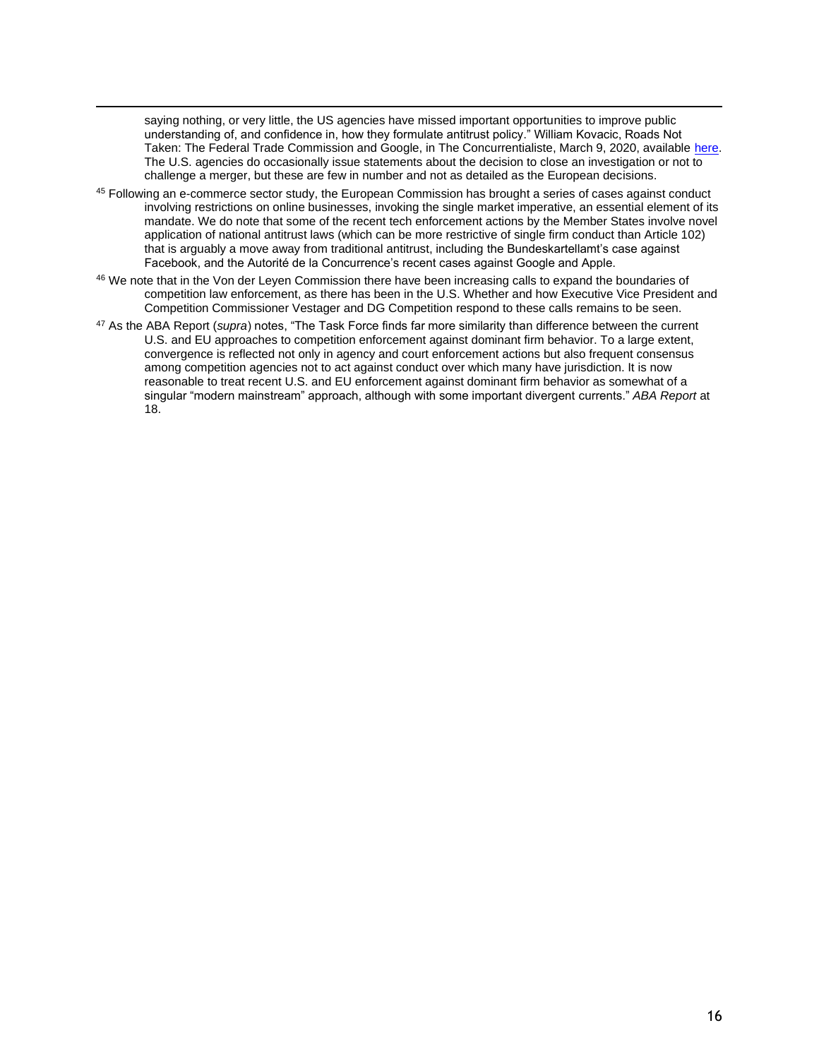saying nothing, or very little, the US agencies have missed important opportunities to improve public understanding of, and confidence in, how they formulate antitrust policy." William Kovacic, Roads Not Taken: The Federal Trade Commission and Google, in The Concurrentialiste, March 9, 2020, available here. The U.S. agencies do occasionally issue statements about the decision to close an investigation or not to challenge a merger, but these are few in number and not as detailed as the European decisions.

[45] Following an e-commerce sector study, the European Commission has brought a series of cases against conduct involving restrictions on online businesses, invoking the single market imperative, an essential element of its mandate. We do note that some of the recent tech enforcement actions by the Member States involve novel application of national antitrust laws (which can be more restrictive of single firm conduct than Article 102) that is arguably a move away from traditional antitrust, including the Bundeskartellamt's case against Facebook, and the Autorité de la Concurrence's recent cases against Google and Apple.

[46] We note that in the Von der Leyen Commission there have been increasing calls to expand the boundaries of competition law enforcement, as there has been in the U.S. Whether and how Executive Vice President and Competition Commissioner Vestager and DG Competition respond to these calls remains to be seen.

[47] As the ABA Report (*supra*) notes, "The Task Force finds far more similarity than difference between the current U.S. and EU approaches to competition enforcement against dominant firm behavior. To a large extent, convergence is reflected not only in agency and court enforcement actions but also frequent consensus among competition agencies not to act against conduct over which many have jurisdiction. It is now reasonable to treat recent U.S. and EU enforcement against dominant firm behavior as somewhat of a singular "modern mainstream" approach, although with some important divergent currents." *ABA Report* at 18.